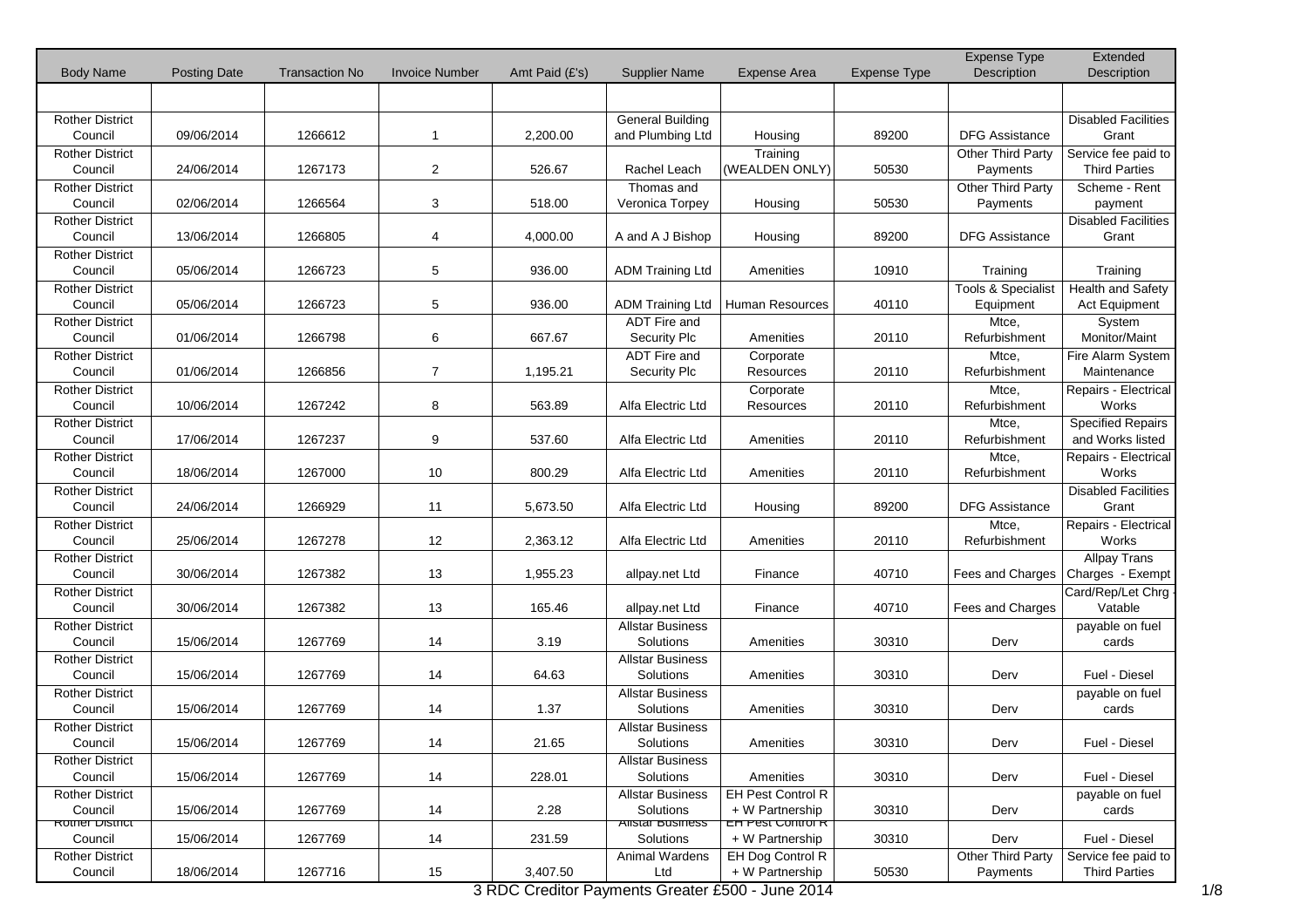| Body Name | Posting Date | Transaction No | Invoice Number | Amt Paid (£'s) | Supplier Name | Expense Area | Expense Type | Expense Type Description | Extended Description |
|---|---|---|---|---|---|---|---|---|---|
| | | | | | | | | | |
| Rother District Council | 09/06/2014 | 1266612 | 1 | 2,200.00 | General Building and Plumbing Ltd | Housing | 89200 | DFG Assistance | Disabled Facilities Grant |
| Rother District Council | 24/06/2014 | 1267173 | 2 | 526.67 | Rachel Leach | Training (WEALDEN ONLY) | 50530 | Other Third Party Payments | Service fee paid to Third Parties |
| Rother District Council | 02/06/2014 | 1266564 | 3 | 518.00 | Thomas and Veronica Torpey | Housing | 50530 | Other Third Party Payments | Scheme - Rent payment |
| Rother District Council | 13/06/2014 | 1266805 | 4 | 4,000.00 | A and A J Bishop | Housing | 89200 | DFG Assistance | Disabled Facilities Grant |
| Rother District Council | 05/06/2014 | 1266723 | 5 | 936.00 | ADM Training Ltd | Amenities | 10910 | Training | Training |
| Rother District Council | 05/06/2014 | 1266723 | 5 | 936.00 | ADM Training Ltd | Human Resources | 40110 | Tools & Specialist Equipment | Health and Safety Act Equipment |
| Rother District Council | 01/06/2014 | 1266798 | 6 | 667.67 | ADT Fire and Security Plc | Amenities | 20110 | Mtce, Refurbishment | System Monitor/Maint |
| Rother District Council | 01/06/2014 | 1266856 | 7 | 1,195.21 | ADT Fire and Security Plc | Corporate Resources | 20110 | Mtce, Refurbishment | Fire Alarm System Maintenance |
| Rother District Council | 10/06/2014 | 1267242 | 8 | 563.89 | Alfa Electric Ltd | Corporate Resources | 20110 | Mtce, Refurbishment | Repairs - Electrical Works |
| Rother District Council | 17/06/2014 | 1267237 | 9 | 537.60 | Alfa Electric Ltd | Amenities | 20110 | Mtce, Refurbishment | Specified Repairs and Works listed |
| Rother District Council | 18/06/2014 | 1267000 | 10 | 800.29 | Alfa Electric Ltd | Amenities | 20110 | Mtce, Refurbishment | Repairs - Electrical Works |
| Rother District Council | 24/06/2014 | 1266929 | 11 | 5,673.50 | Alfa Electric Ltd | Housing | 89200 | DFG Assistance | Disabled Facilities Grant |
| Rother District Council | 25/06/2014 | 1267278 | 12 | 2,363.12 | Alfa Electric Ltd | Amenities | 20110 | Mtce, Refurbishment | Repairs - Electrical Works |
| Rother District Council | 30/06/2014 | 1267382 | 13 | 1,955.23 | allpay.net Ltd | Finance | 40710 | Fees and Charges | Allpay Trans Charges - Exempt |
| Rother District Council | 30/06/2014 | 1267382 | 13 | 165.46 | allpay.net Ltd | Finance | 40710 | Fees and Charges | Card/Rep/Let Chrg - Vatable |
| Rother District Council | 15/06/2014 | 1267769 | 14 | 3.19 | Allstar Business Solutions | Amenities | 30310 | Derv | payable on fuel cards |
| Rother District Council | 15/06/2014 | 1267769 | 14 | 64.63 | Allstar Business Solutions | Amenities | 30310 | Derv | Fuel - Diesel |
| Rother District Council | 15/06/2014 | 1267769 | 14 | 1.37 | Allstar Business Solutions | Amenities | 30310 | Derv | payable on fuel cards |
| Rother District Council | 15/06/2014 | 1267769 | 14 | 21.65 | Allstar Business Solutions | Amenities | 30310 | Derv | Fuel - Diesel |
| Rother District Council | 15/06/2014 | 1267769 | 14 | 228.01 | Allstar Business Solutions | Amenities | 30310 | Derv | Fuel - Diesel |
| Rother District Council | 15/06/2014 | 1267769 | 14 | 2.28 | Allstar Business Solutions | EH Pest Control R + W Partnership | 30310 | Derv | payable on fuel cards |
| Rother District Council | 15/06/2014 | 1267769 | 14 | 231.59 | Allstar Business Solutions | EH Pest Control R + W Partnership | 30310 | Derv | Fuel - Diesel |
| Rother District Council | 18/06/2014 | 1267716 | 15 | 3,407.50 | Animal Wardens Ltd | EH Dog Control R + W Partnership | 50530 | Other Third Party Payments | Service fee paid to Third Parties |

3 RDC Creditor Payments Greater £500 - June 2014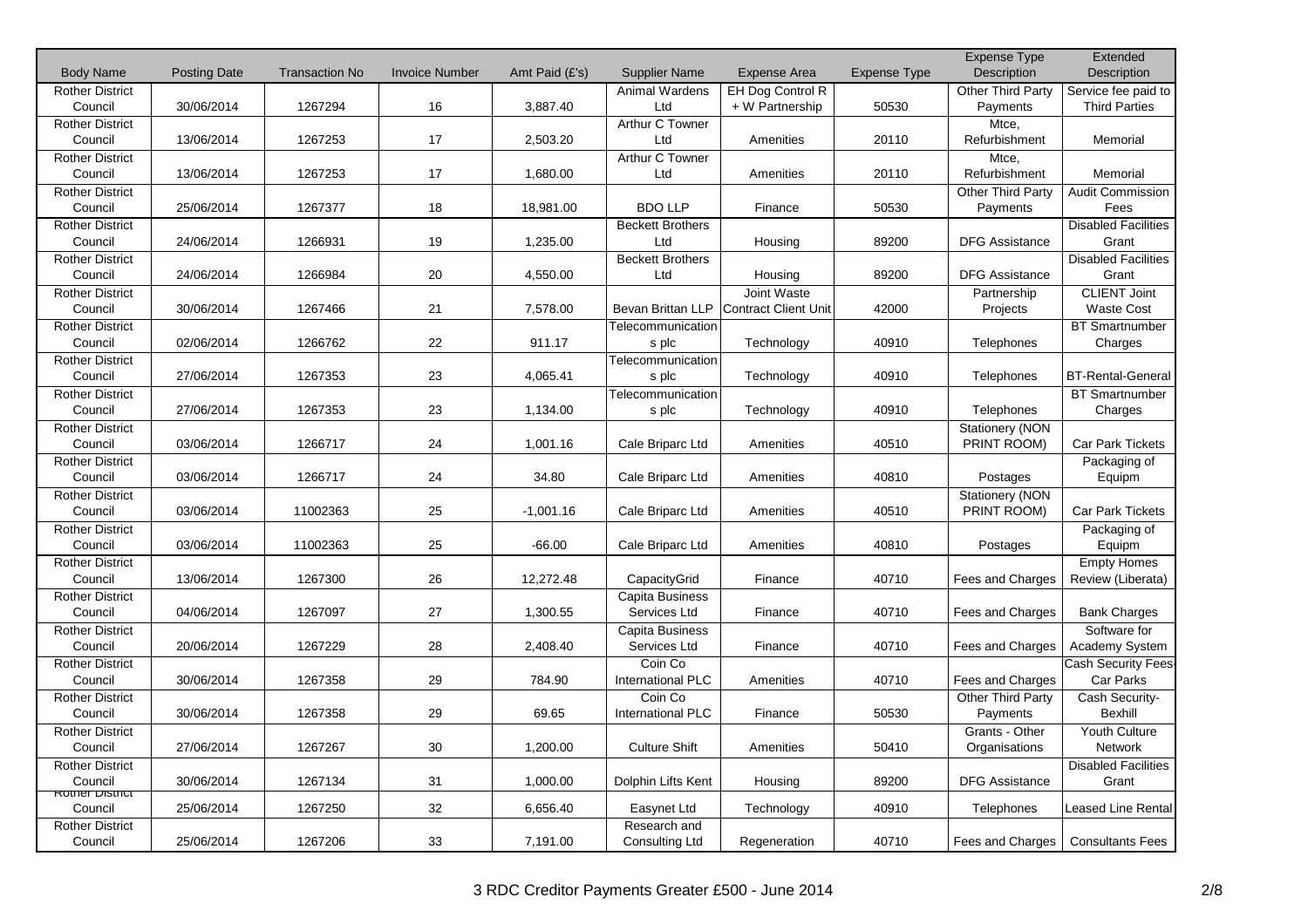| Body Name | Posting Date | Transaction No | Invoice Number | Amt Paid (£'s) | Supplier Name | Expense Area | Expense Type | Expense Type Description | Extended Description |
|---|---|---|---|---|---|---|---|---|---|
| Rother District Council | 30/06/2014 | 1267294 | 16 | 3,887.40 | Animal Wardens Ltd | EH Dog Control R + W Partnership | 50530 | Other Third Party Payments | Service fee paid to Third Parties |
| Rother District Council | 13/06/2014 | 1267253 | 17 | 2,503.20 | Arthur C Towner Ltd | Amenities | 20110 | Mtce, Refurbishment | Memorial |
| Rother District Council | 13/06/2014 | 1267253 | 17 | 1,680.00 | Arthur C Towner Ltd | Amenities | 20110 | Mtce, Refurbishment | Memorial |
| Rother District Council | 25/06/2014 | 1267377 | 18 | 18,981.00 | BDO LLP | Finance | 50530 | Other Third Party Payments | Audit Commission Fees |
| Rother District Council | 24/06/2014 | 1266931 | 19 | 1,235.00 | Beckett Brothers Ltd | Housing | 89200 | DFG Assistance | Disabled Facilities Grant |
| Rother District Council | 24/06/2014 | 1266984 | 20 | 4,550.00 | Beckett Brothers Ltd | Housing | 89200 | DFG Assistance | Disabled Facilities Grant |
| Rother District Council | 30/06/2014 | 1267466 | 21 | 7,578.00 | Bevan Brittan LLP | Joint Waste Contract Client Unit | 42000 | Partnership Projects | CLIENT Joint Waste Cost |
| Rother District Council | 02/06/2014 | 1266762 | 22 | 911.17 | Telecommunications plc | Technology | 40910 | Telephones | BT Smartnumber Charges |
| Rother District Council | 27/06/2014 | 1267353 | 23 | 4,065.41 | Telecommunications plc | Technology | 40910 | Telephones | BT-Rental-General |
| Rother District Council | 27/06/2014 | 1267353 | 23 | 1,134.00 | Telecommunications plc | Technology | 40910 | Telephones | BT Smartnumber Charges |
| Rother District Council | 03/06/2014 | 1266717 | 24 | 1,001.16 | Cale Briparc Ltd | Amenities | 40510 | Stationery (NON PRINT ROOM) | Car Park Tickets |
| Rother District Council | 03/06/2014 | 1266717 | 24 | 34.80 | Cale Briparc Ltd | Amenities | 40810 | Postages | Packaging of Equipm |
| Rother District Council | 03/06/2014 | 11002363 | 25 | -1,001.16 | Cale Briparc Ltd | Amenities | 40510 | Stationery (NON PRINT ROOM) | Car Park Tickets |
| Rother District Council | 03/06/2014 | 11002363 | 25 | -66.00 | Cale Briparc Ltd | Amenities | 40810 | Postages | Packaging of Equipm |
| Rother District Council | 13/06/2014 | 1267300 | 26 | 12,272.48 | CapacityGrid | Finance | 40710 | Fees and Charges | Empty Homes Review (Liberata) |
| Rother District Council | 04/06/2014 | 1267097 | 27 | 1,300.55 | Capita Business Services Ltd | Finance | 40710 | Fees and Charges | Bank Charges |
| Rother District Council | 20/06/2014 | 1267229 | 28 | 2,408.40 | Capita Business Services Ltd | Finance | 40710 | Fees and Charges | Software for Academy System |
| Rother District Council | 30/06/2014 | 1267358 | 29 | 784.90 | Coin Co International PLC | Amenities | 40710 | Fees and Charges | Cash Security Fees-Car Parks |
| Rother District Council | 30/06/2014 | 1267358 | 29 | 69.65 | Coin Co International PLC | Finance | 50530 | Other Third Party Payments | Cash Security-Bexhill |
| Rother District Council | 27/06/2014 | 1267267 | 30 | 1,200.00 | Culture Shift | Amenities | 50410 | Grants - Other Organisations | Youth Culture Network |
| Rother District Council | 30/06/2014 | 1267134 | 31 | 1,000.00 | Dolphin Lifts Kent | Housing | 89200 | DFG Assistance | Disabled Facilities Grant |
| Rother District Council | 25/06/2014 | 1267250 | 32 | 6,656.40 | Easynet Ltd | Technology | 40910 | Telephones | Leased Line Rental |
| Rother District Council | 25/06/2014 | 1267206 | 33 | 7,191.00 | Research and Consulting Ltd | Regeneration | 40710 | Fees and Charges | Consultants Fees |

3 RDC Creditor Payments Greater £500 - June 2014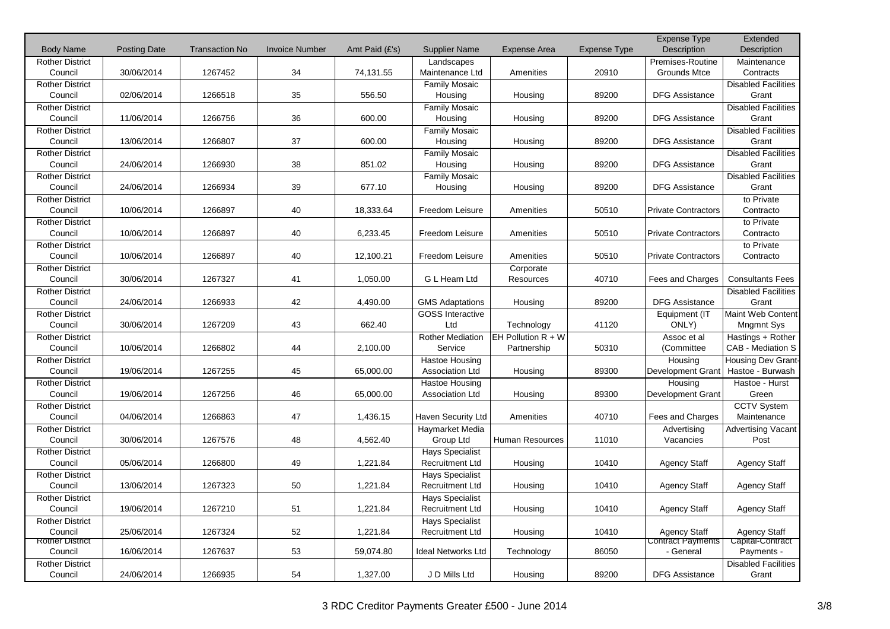| Body Name | Posting Date | Transaction No | Invoice Number | Amt Paid (£'s) | Supplier Name | Expense Area | Expense Type | Expense Type Description | Extended Description |
|---|---|---|---|---|---|---|---|---|---|
| Rother District Council | 30/06/2014 | 1267452 | 34 | 74,131.55 | Landscapes Maintenance Ltd | Amenities | 20910 | Premises-Routine Grounds Mtce | Maintenance Contracts |
| Rother District Council | 02/06/2014 | 1266518 | 35 | 556.50 | Family Mosaic Housing | Housing | 89200 | DFG Assistance | Disabled Facilities Grant |
| Rother District Council | 11/06/2014 | 1266756 | 36 | 600.00 | Family Mosaic Housing | Housing | 89200 | DFG Assistance | Disabled Facilities Grant |
| Rother District Council | 13/06/2014 | 1266807 | 37 | 600.00 | Family Mosaic Housing | Housing | 89200 | DFG Assistance | Disabled Facilities Grant |
| Rother District Council | 24/06/2014 | 1266930 | 38 | 851.02 | Family Mosaic Housing | Housing | 89200 | DFG Assistance | Disabled Facilities Grant |
| Rother District Council | 24/06/2014 | 1266934 | 39 | 677.10 | Family Mosaic Housing | Housing | 89200 | DFG Assistance | Disabled Facilities Grant |
| Rother District Council | 10/06/2014 | 1266897 | 40 | 18,333.64 | Freedom Leisure | Amenities | 50510 | Private Contractors | to Private Contracto |
| Rother District Council | 10/06/2014 | 1266897 | 40 | 6,233.45 | Freedom Leisure | Amenities | 50510 | Private Contractors | to Private Contracto |
| Rother District Council | 10/06/2014 | 1266897 | 40 | 12,100.21 | Freedom Leisure | Amenities | 50510 | Private Contractors | to Private Contracto |
| Rother District Council | 30/06/2014 | 1267327 | 41 | 1,050.00 | G L Hearn Ltd | Corporate Resources | 40710 | Fees and Charges | Consultants Fees |
| Rother District Council | 24/06/2014 | 1266933 | 42 | 4,490.00 | GMS Adaptations | Housing | 89200 | DFG Assistance | Disabled Facilities Grant |
| Rother District Council | 30/06/2014 | 1267209 | 43 | 662.40 | GOSS Interactive Ltd | Technology | 41120 | Equipment (IT ONLY) | Maint Web Content Mngmnt Sys |
| Rother District Council | 10/06/2014 | 1266802 | 44 | 2,100.00 | Rother Mediation Service | EH Pollution R + W Partnership | 50310 | Assoc et al (Committee | Hastings + Rother CAB - Mediation S |
| Rother District Council | 19/06/2014 | 1267255 | 45 | 65,000.00 | Hastoe Housing Association Ltd | Housing | 89300 | Housing Development Grant | Housing Dev Grant-Hastoe - Burwash |
| Rother District Council | 19/06/2014 | 1267256 | 46 | 65,000.00 | Hastoe Housing Association Ltd | Housing | 89300 | Housing Development Grant | Hastoe - Hurst Green |
| Rother District Council | 04/06/2014 | 1266863 | 47 | 1,436.15 | Haven Security Ltd | Amenities | 40710 | Fees and Charges | CCTV System Maintenance |
| Rother District Council | 30/06/2014 | 1267576 | 48 | 4,562.40 | Haymarket Media Group Ltd | Human Resources | 11010 | Advertising Vacancies | Advertising Vacant Post |
| Rother District Council | 05/06/2014 | 1266800 | 49 | 1,221.84 | Hays Specialist Recruitment Ltd | Housing | 10410 | Agency Staff | Agency Staff |
| Rother District Council | 13/06/2014 | 1267323 | 50 | 1,221.84 | Hays Specialist Recruitment Ltd | Housing | 10410 | Agency Staff | Agency Staff |
| Rother District Council | 19/06/2014 | 1267210 | 51 | 1,221.84 | Hays Specialist Recruitment Ltd | Housing | 10410 | Agency Staff | Agency Staff |
| Rother District Council | 25/06/2014 | 1267324 | 52 | 1,221.84 | Hays Specialist Recruitment Ltd | Housing | 10410 | Agency Staff | Agency Staff |
| Rother District Council | 16/06/2014 | 1267637 | 53 | 59,074.80 | Ideal Networks Ltd | Technology | 86050 | Contract Payments - General | Capital-Contract Payments - |
| Rother District Council | 24/06/2014 | 1266935 | 54 | 1,327.00 | J D Mills Ltd | Housing | 89200 | DFG Assistance | Disabled Facilities Grant |

3 RDC Creditor Payments Greater £500 - June 2014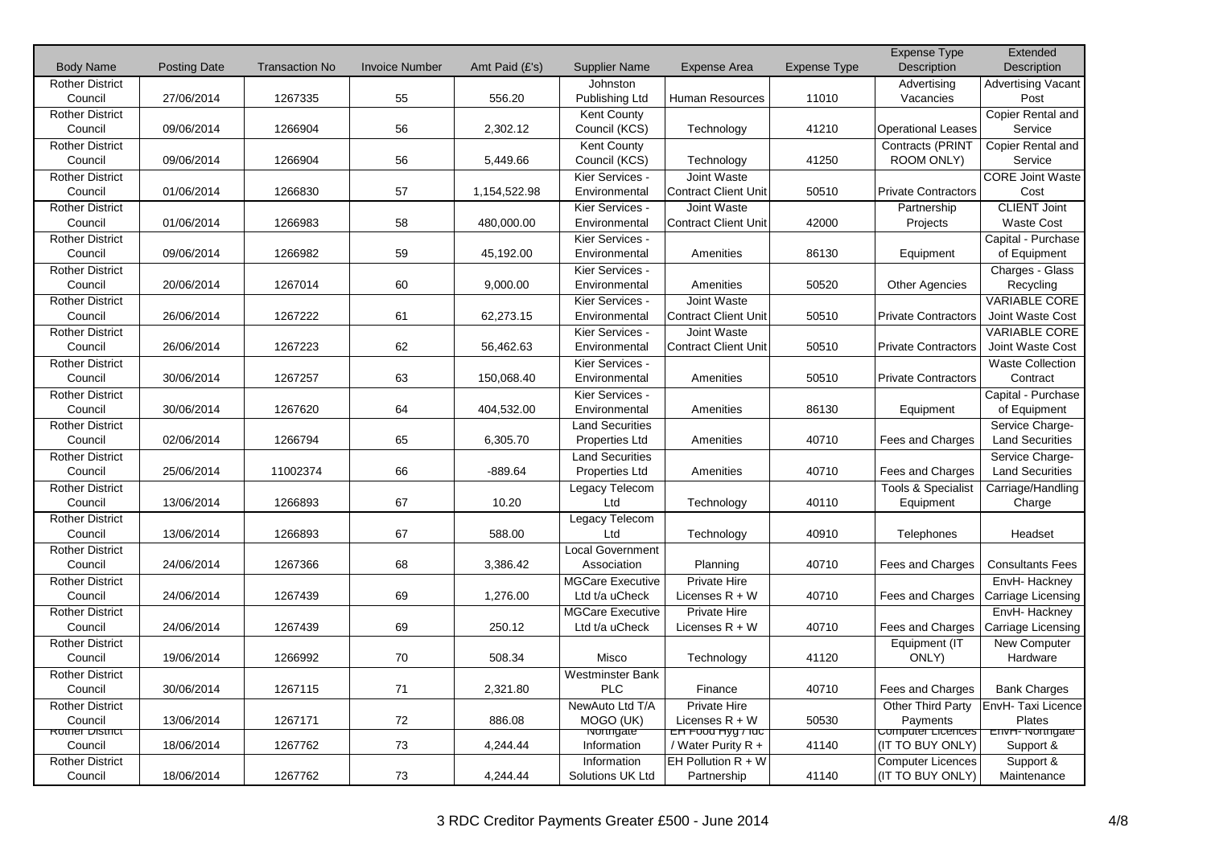| Body Name | Posting Date | Transaction No | Invoice Number | Amt Paid (£'s) | Supplier Name | Expense Area | Expense Type | Expense Type Description | Extended Description |
|---|---|---|---|---|---|---|---|---|---|
| Rother District Council | 27/06/2014 | 1267335 | 55 | 556.20 | Johnston Publishing Ltd | Human Resources | 11010 | Advertising Vacancies | Advertising Vacant Post |
| Rother District Council | 09/06/2014 | 1266904 | 56 | 2,302.12 | Kent County Council (KCS) | Technology | 41210 | Operational Leases | Copier Rental and Service |
| Rother District Council | 09/06/2014 | 1266904 | 56 | 5,449.66 | Kent County Council (KCS) | Technology | 41250 | Contracts (PRINT ROOM ONLY) | Copier Rental and Service |
| Rother District Council | 01/06/2014 | 1266830 | 57 | 1,154,522.98 | Kier Services - Environmental | Joint Waste Contract Client Unit | 50510 | Private Contractors | CORE Joint Waste Cost |
| Rother District Council | 01/06/2014 | 1266983 | 58 | 480,000.00 | Kier Services - Environmental | Joint Waste Contract Client Unit | 42000 | Partnership Projects | CLIENT Joint Waste Cost |
| Rother District Council | 09/06/2014 | 1266982 | 59 | 45,192.00 | Kier Services - Environmental | Amenities | 86130 | Equipment | Capital - Purchase of Equipment |
| Rother District Council | 20/06/2014 | 1267014 | 60 | 9,000.00 | Kier Services - Environmental | Amenities | 50520 | Other Agencies | Charges - Glass Recycling |
| Rother District Council | 26/06/2014 | 1267222 | 61 | 62,273.15 | Kier Services - Environmental | Joint Waste Contract Client Unit | 50510 | Private Contractors | VARIABLE CORE Joint Waste Cost |
| Rother District Council | 26/06/2014 | 1267223 | 62 | 56,462.63 | Kier Services - Environmental | Joint Waste Contract Client Unit | 50510 | Private Contractors | VARIABLE CORE Joint Waste Cost |
| Rother District Council | 30/06/2014 | 1267257 | 63 | 150,068.40 | Kier Services - Environmental | Amenities | 50510 | Private Contractors | Waste Collection Contract |
| Rother District Council | 30/06/2014 | 1267620 | 64 | 404,532.00 | Kier Services - Environmental | Amenities | 86130 | Equipment | Capital - Purchase of Equipment |
| Rother District Council | 02/06/2014 | 1266794 | 65 | 6,305.70 | Land Securities Properties Ltd | Amenities | 40710 | Fees and Charges | Service Charge- Land Securities |
| Rother District Council | 25/06/2014 | 11002374 | 66 | -889.64 | Land Securities Properties Ltd | Amenities | 40710 | Fees and Charges | Service Charge- Land Securities |
| Rother District Council | 13/06/2014 | 1266893 | 67 | 10.20 | Legacy Telecom Ltd | Technology | 40110 | Tools & Specialist Equipment | Carriage/Handling Charge |
| Rother District Council | 13/06/2014 | 1266893 | 67 | 588.00 | Legacy Telecom Ltd | Technology | 40910 | Telephones | Headset |
| Rother District Council | 24/06/2014 | 1267366 | 68 | 3,386.42 | Local Government Association | Planning | 40710 | Fees and Charges | Consultants Fees |
| Rother District Council | 24/06/2014 | 1267439 | 69 | 1,276.00 | MGCare Executive Ltd t/a uCheck | Private Hire Licenses R + W | 40710 | Fees and Charges | EnvH- Hackney Carriage Licensing |
| Rother District Council | 24/06/2014 | 1267439 | 69 | 250.12 | MGCare Executive Ltd t/a uCheck | Private Hire Licenses R + W | 40710 | Fees and Charges | EnvH- Hackney Carriage Licensing |
| Rother District Council | 19/06/2014 | 1266992 | 70 | 508.34 | Misco | Technology | 41120 | Equipment (IT ONLY) | New Computer Hardware |
| Rother District Council | 30/06/2014 | 1267115 | 71 | 2,321.80 | Westminster Bank PLC | Finance | 40710 | Fees and Charges | Bank Charges |
| Rother District Council | 13/06/2014 | 1267171 | 72 | 886.08 | NewAuto Ltd T/A MOGO (UK) | Private Hire Licenses R + W | 50530 | Other Third Party Payments | EnvH- Taxi Licence Plates |
| Rother District Council | 18/06/2014 | 1267762 | 73 | 4,244.44 | Northgate Information | EH Food Hyg / Idc / Water Purity R + | 41140 | Computer Licences (IT TO BUY ONLY) | EnvH- Northgate Support & |
| Rother District Council | 18/06/2014 | 1267762 | 73 | 4,244.44 | Information Solutions UK Ltd | EH Pollution R + W Partnership | 41140 | Computer Licences (IT TO BUY ONLY) | Support & Maintenance |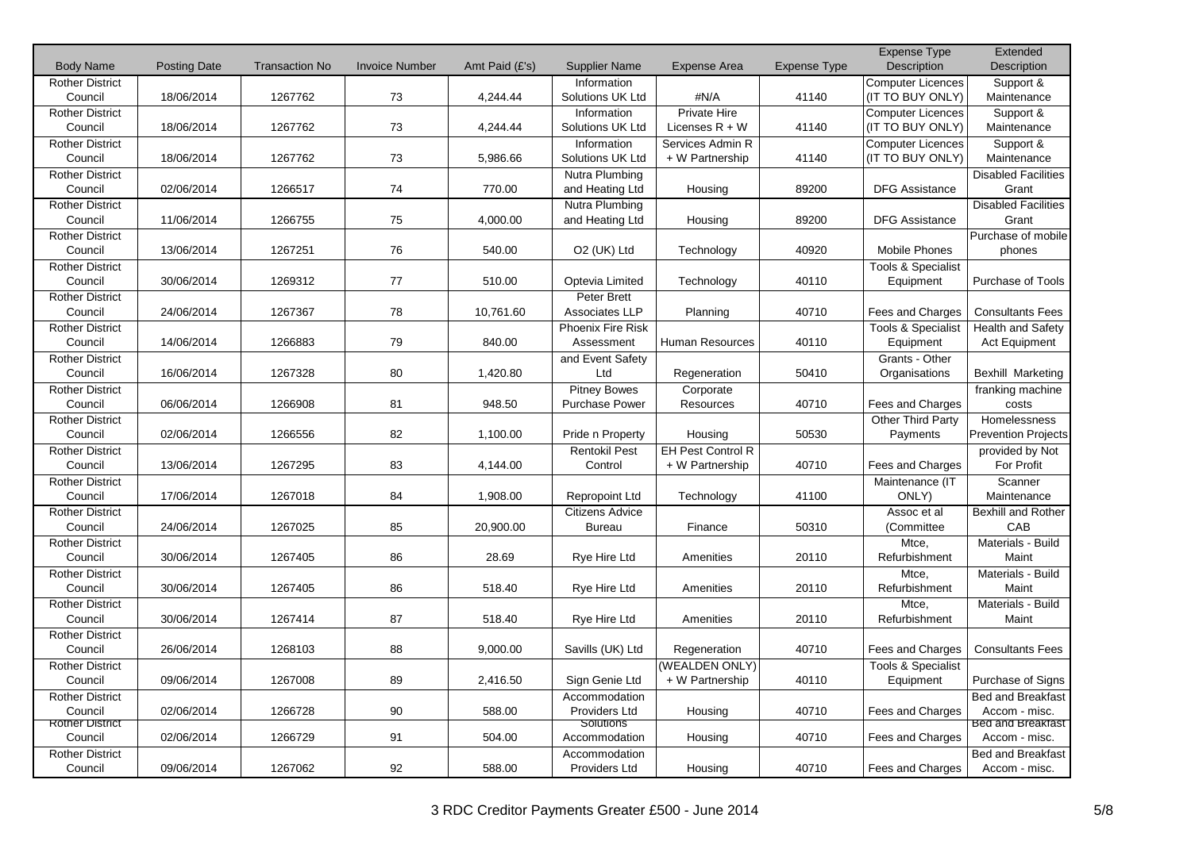| Body Name | Posting Date | Transaction No | Invoice Number | Amt Paid (£'s) | Supplier Name | Expense Area | Expense Type | Expense Type Description | Extended Description |
|---|---|---|---|---|---|---|---|---|---|
| Rother District Council | 18/06/2014 | 1267762 | 73 | 4,244.44 | Information Solutions UK Ltd | #N/A | 41140 | Computer Licences (IT TO BUY ONLY) | Support & Maintenance |
| Rother District Council | 18/06/2014 | 1267762 | 73 | 4,244.44 | Information Solutions UK Ltd | Private Hire Licenses R + W | 41140 | Computer Licences (IT TO BUY ONLY) | Support & Maintenance |
| Rother District Council | 18/06/2014 | 1267762 | 73 | 5,986.66 | Information Solutions UK Ltd | Services Admin R + W Partnership | 41140 | Computer Licences (IT TO BUY ONLY) | Support & Maintenance |
| Rother District Council | 02/06/2014 | 1266517 | 74 | 770.00 | Nutra Plumbing and Heating Ltd | Housing | 89200 | DFG Assistance | Disabled Facilities Grant |
| Rother District Council | 11/06/2014 | 1266755 | 75 | 4,000.00 | Nutra Plumbing and Heating Ltd | Housing | 89200 | DFG Assistance | Disabled Facilities Grant |
| Rother District Council | 13/06/2014 | 1267251 | 76 | 540.00 | O2 (UK) Ltd | Technology | 40920 | Mobile Phones | Purchase of mobile phones |
| Rother District Council | 30/06/2014 | 1269312 | 77 | 510.00 | Optevia Limited | Technology | 40110 | Tools & Specialist Equipment | Purchase of Tools |
| Rother District Council | 24/06/2014 | 1267367 | 78 | 10,761.60 | Peter Brett Associates LLP | Planning | 40710 | Fees and Charges | Consultants Fees |
| Rother District Council | 14/06/2014 | 1266883 | 79 | 840.00 | Phoenix Fire Risk Assessment | Human Resources | 40110 | Tools & Specialist Equipment | Health and Safety Act Equipment |
| Rother District Council | 16/06/2014 | 1267328 | 80 | 1,420.80 | and Event Safety Ltd | Regeneration | 50410 | Grants - Other Organisations | Bexhill Marketing |
| Rother District Council | 06/06/2014 | 1266908 | 81 | 948.50 | Pitney Bowes Purchase Power | Corporate Resources | 40710 | Fees and Charges | franking machine costs |
| Rother District Council | 02/06/2014 | 1266556 | 82 | 1,100.00 | Pride n Property | Housing | 50530 | Other Third Party Payments | Homelessness Prevention Projects |
| Rother District Council | 13/06/2014 | 1267295 | 83 | 4,144.00 | Rentokil Pest Control | EH Pest Control R + W Partnership | 40710 | Fees and Charges | provided by Not For Profit |
| Rother District Council | 17/06/2014 | 1267018 | 84 | 1,908.00 | Repropoint Ltd | Technology | 41100 | Maintenance (IT ONLY) | Scanner Maintenance |
| Rother District Council | 24/06/2014 | 1267025 | 85 | 20,900.00 | Citizens Advice Bureau | Finance | 50310 | Assoc et al (Committee | Bexhill and Rother CAB |
| Rother District Council | 30/06/2014 | 1267405 | 86 | 28.69 | Rye Hire Ltd | Amenities | 20110 | Mtce, Refurbishment | Materials - Build Maint |
| Rother District Council | 30/06/2014 | 1267405 | 86 | 518.40 | Rye Hire Ltd | Amenities | 20110 | Mtce, Refurbishment | Materials - Build Maint |
| Rother District Council | 30/06/2014 | 1267414 | 87 | 518.40 | Rye Hire Ltd | Amenities | 20110 | Mtce, Refurbishment | Materials - Build Maint |
| Rother District Council | 26/06/2014 | 1268103 | 88 | 9,000.00 | Savills (UK) Ltd | Regeneration | 40710 | Fees and Charges | Consultants Fees |
| Rother District Council | 09/06/2014 | 1267008 | 89 | 2,416.50 | Sign Genie Ltd | (WEALDEN ONLY) + W Partnership | 40110 | Tools & Specialist Equipment | Purchase of Signs |
| Rother District Council | 02/06/2014 | 1266728 | 90 | 588.00 | Accommodation Providers Ltd | Housing | 40710 | Fees and Charges | Bed and Breakfast Accom - misc. |
| Rother District Council | 02/06/2014 | 1266729 | 91 | 504.00 | Solutions Accommodation | Housing | 40710 | Fees and Charges | Bed and Breakfast Accom - misc. |
| Rother District Council | 09/06/2014 | 1267062 | 92 | 588.00 | Accommodation Providers Ltd | Housing | 40710 | Fees and Charges | Bed and Breakfast Accom - misc. |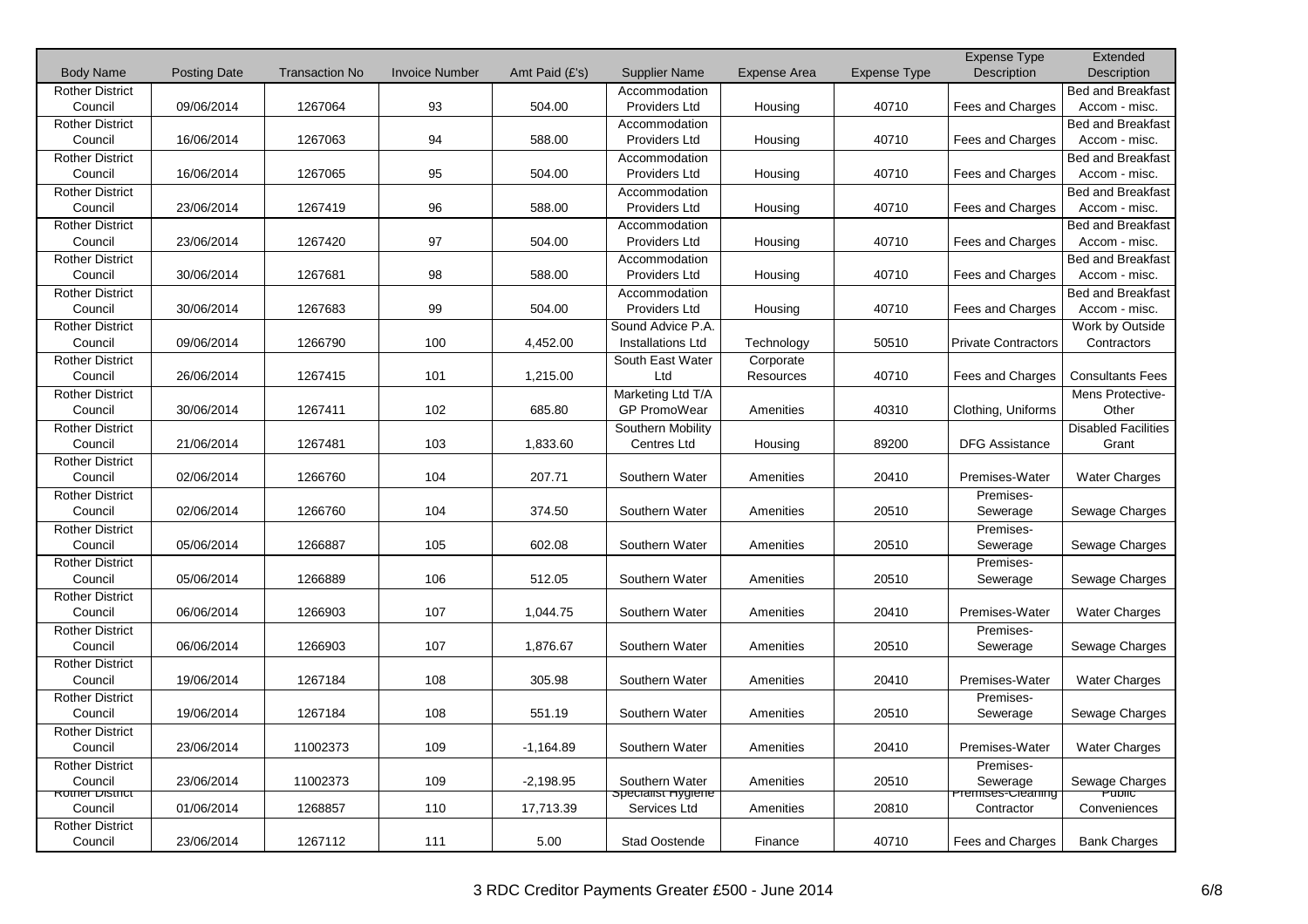| Body Name | Posting Date | Transaction No | Invoice Number | Amt Paid (£'s) | Supplier Name | Expense Area | Expense Type | Expense Type Description | Extended Description |
|---|---|---|---|---|---|---|---|---|---|
| Rother District Council | 09/06/2014 | 1267064 | 93 | 504.00 | Accommodation Providers Ltd | Housing | 40710 | Fees and Charges | Bed and Breakfast Accom - misc. |
| Rother District Council | 16/06/2014 | 1267063 | 94 | 588.00 | Accommodation Providers Ltd | Housing | 40710 | Fees and Charges | Bed and Breakfast Accom - misc. |
| Rother District Council | 16/06/2014 | 1267065 | 95 | 504.00 | Accommodation Providers Ltd | Housing | 40710 | Fees and Charges | Bed and Breakfast Accom - misc. |
| Rother District Council | 23/06/2014 | 1267419 | 96 | 588.00 | Accommodation Providers Ltd | Housing | 40710 | Fees and Charges | Bed and Breakfast Accom - misc. |
| Rother District Council | 23/06/2014 | 1267420 | 97 | 504.00 | Accommodation Providers Ltd | Housing | 40710 | Fees and Charges | Bed and Breakfast Accom - misc. |
| Rother District Council | 30/06/2014 | 1267681 | 98 | 588.00 | Accommodation Providers Ltd | Housing | 40710 | Fees and Charges | Bed and Breakfast Accom - misc. |
| Rother District Council | 30/06/2014 | 1267683 | 99 | 504.00 | Accommodation Providers Ltd | Housing | 40710 | Fees and Charges | Bed and Breakfast Accom - misc. |
| Rother District Council | 09/06/2014 | 1266790 | 100 | 4,452.00 | Sound Advice P.A. Installations Ltd | Technology | 50510 | Private Contractors | Work by Outside Contractors |
| Rother District Council | 26/06/2014 | 1267415 | 101 | 1,215.00 | South East Water Ltd | Corporate Resources | 40710 | Fees and Charges | Consultants Fees |
| Rother District Council | 30/06/2014 | 1267411 | 102 | 685.80 | Marketing Ltd T/A GP PromoWear | Amenities | 40310 | Clothing, Uniforms | Mens Protective-Other |
| Rother District Council | 21/06/2014 | 1267481 | 103 | 1,833.60 | Southern Mobility Centres Ltd | Housing | 89200 | DFG Assistance | Disabled Facilities Grant |
| Rother District Council | 02/06/2014 | 1266760 | 104 | 207.71 | Southern Water | Amenities | 20410 | Premises-Water | Water Charges |
| Rother District Council | 02/06/2014 | 1266760 | 104 | 374.50 | Southern Water | Amenities | 20510 | Premises-Sewerage | Sewage Charges |
| Rother District Council | 05/06/2014 | 1266887 | 105 | 602.08 | Southern Water | Amenities | 20510 | Premises-Sewerage | Sewage Charges |
| Rother District Council | 05/06/2014 | 1266889 | 106 | 512.05 | Southern Water | Amenities | 20510 | Premises-Sewerage | Sewage Charges |
| Rother District Council | 06/06/2014 | 1266903 | 107 | 1,044.75 | Southern Water | Amenities | 20410 | Premises-Water | Water Charges |
| Rother District Council | 06/06/2014 | 1266903 | 107 | 1,876.67 | Southern Water | Amenities | 20510 | Premises-Sewerage | Sewage Charges |
| Rother District Council | 19/06/2014 | 1267184 | 108 | 305.98 | Southern Water | Amenities | 20410 | Premises-Water | Water Charges |
| Rother District Council | 19/06/2014 | 1267184 | 108 | 551.19 | Southern Water | Amenities | 20510 | Premises-Sewerage | Sewage Charges |
| Rother District Council | 23/06/2014 | 11002373 | 109 | -1,164.89 | Southern Water | Amenities | 20410 | Premises-Water | Water Charges |
| Rother District Council | 23/06/2014 | 11002373 | 109 | -2,198.95 | Southern Water | Amenities | 20510 | Premises-Sewerage | Sewage Charges |
| Rother District Council | 01/06/2014 | 1268857 | 110 | 17,713.39 | Specialist Hygiene Services Ltd | Amenities | 20810 | Premises-Cleaning Contractor | Public Conveniences |
| Rother District Council | 23/06/2014 | 1267112 | 111 | 5.00 | Stad Oostende | Finance | 40710 | Fees and Charges | Bank Charges |

3 RDC Creditor Payments Greater £500 - June 2014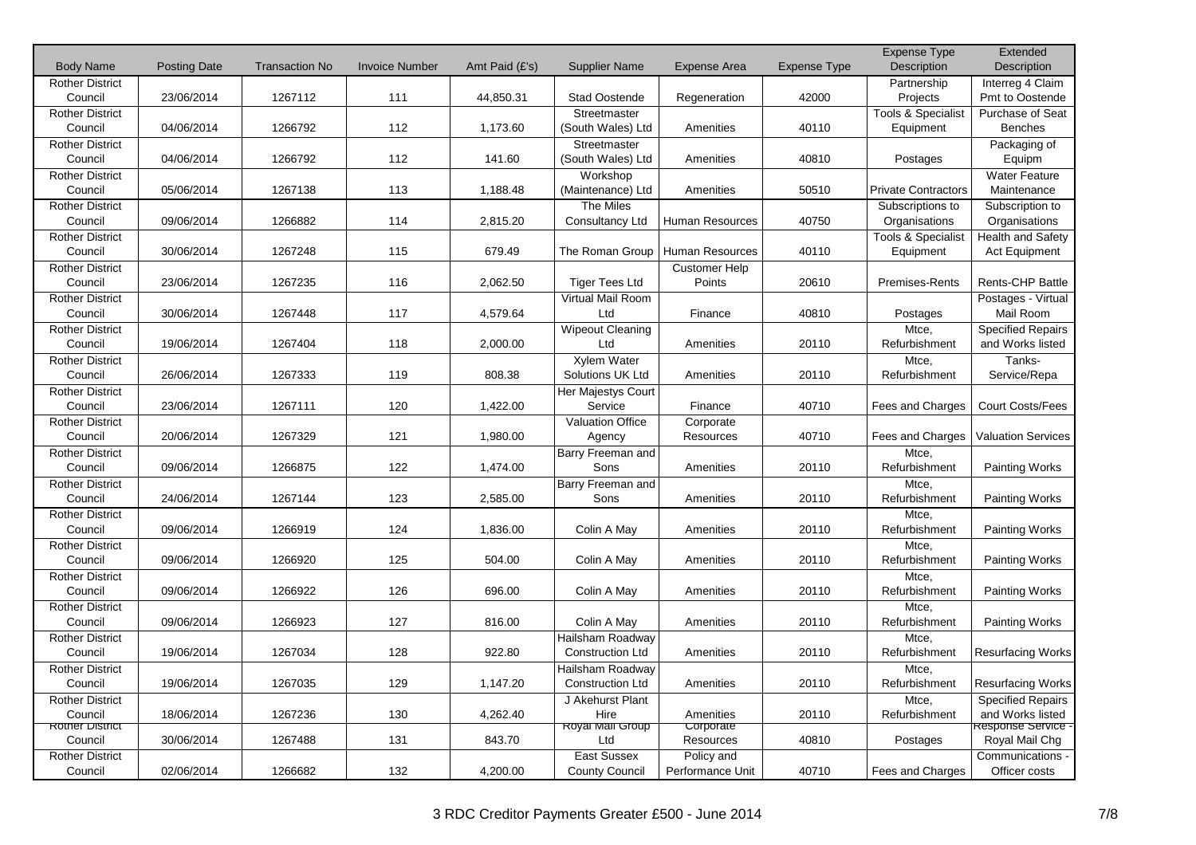| Body Name | Posting Date | Transaction No | Invoice Number | Amt Paid (£'s) | Supplier Name | Expense Area | Expense Type | Expense Type Description | Extended Description |
|---|---|---|---|---|---|---|---|---|---|
| Rother District Council | 23/06/2014 | 1267112 | 111 | 44,850.31 | Stad Oostende | Regeneration | 42000 | Partnership Projects | Interreg 4 Claim Pmt to Oostende |
| Rother District Council | 04/06/2014 | 1266792 | 112 | 1,173.60 | Streetmaster (South Wales) Ltd | Amenities | 40110 | Tools & Specialist Equipment | Purchase of Seat Benches |
| Rother District Council | 04/06/2014 | 1266792 | 112 | 141.60 | Streetmaster (South Wales) Ltd | Amenities | 40810 | Postages | Packaging of Equipm |
| Rother District Council | 05/06/2014 | 1267138 | 113 | 1,188.48 | Workshop (Maintenance) Ltd | Amenities | 50510 | Private Contractors | Water Feature Maintenance |
| Rother District Council | 09/06/2014 | 1266882 | 114 | 2,815.20 | The Miles Consultancy Ltd | Human Resources | 40750 | Subscriptions to Organisations | Subscription to Organisations |
| Rother District Council | 30/06/2014 | 1267248 | 115 | 679.49 | The Roman Group | Human Resources | 40110 | Tools & Specialist Equipment | Health and Safety Act Equipment |
| Rother District Council | 23/06/2014 | 1267235 | 116 | 2,062.50 | Tiger Tees Ltd | Customer Help Points | 20610 | Premises-Rents | Rents-CHP Battle |
| Rother District Council | 30/06/2014 | 1267448 | 117 | 4,579.64 | Virtual Mail Room Ltd | Finance | 40810 | Postages | Postages - Virtual Mail Room |
| Rother District Council | 19/06/2014 | 1267404 | 118 | 2,000.00 | Wipeout Cleaning Ltd | Amenities | 20110 | Mtce, Refurbishment | Specified Repairs and Works listed |
| Rother District Council | 26/06/2014 | 1267333 | 119 | 808.38 | Xylem Water Solutions UK Ltd | Amenities | 20110 | Mtce, Refurbishment | Tanks-Service/Repa |
| Rother District Council | 23/06/2014 | 1267111 | 120 | 1,422.00 | Her Majestys Court Service | Finance | 40710 | Fees and Charges | Court Costs/Fees |
| Rother District Council | 20/06/2014 | 1267329 | 121 | 1,980.00 | Valuation Office Agency | Corporate Resources | 40710 | Fees and Charges | Valuation Services |
| Rother District Council | 09/06/2014 | 1266875 | 122 | 1,474.00 | Barry Freeman and Sons | Amenities | 20110 | Mtce, Refurbishment | Painting Works |
| Rother District Council | 24/06/2014 | 1267144 | 123 | 2,585.00 | Barry Freeman and Sons | Amenities | 20110 | Mtce, Refurbishment | Painting Works |
| Rother District Council | 09/06/2014 | 1266919 | 124 | 1,836.00 | Colin A May | Amenities | 20110 | Mtce, Refurbishment | Painting Works |
| Rother District Council | 09/06/2014 | 1266920 | 125 | 504.00 | Colin A May | Amenities | 20110 | Mtce, Refurbishment | Painting Works |
| Rother District Council | 09/06/2014 | 1266922 | 126 | 696.00 | Colin A May | Amenities | 20110 | Mtce, Refurbishment | Painting Works |
| Rother District Council | 09/06/2014 | 1266923 | 127 | 816.00 | Colin A May | Amenities | 20110 | Mtce, Refurbishment | Painting Works |
| Rother District Council | 19/06/2014 | 1267034 | 128 | 922.80 | Hailsham Roadway Construction Ltd | Amenities | 20110 | Mtce, Refurbishment | Resurfacing Works |
| Rother District Council | 19/06/2014 | 1267035 | 129 | 1,147.20 | Hailsham Roadway Construction Ltd | Amenities | 20110 | Mtce, Refurbishment | Resurfacing Works |
| Rother District Council | 18/06/2014 | 1267236 | 130 | 4,262.40 | J Akehurst Plant Hire | Amenities | 20110 | Mtce, Refurbishment | Specified Repairs and Works listed |
| Rother District Council | 30/06/2014 | 1267488 | 131 | 843.70 | Royal Mail Group Ltd | Corporate Resources | 40810 | Postages | Response Service - Royal Mail Chg |
| Rother District Council | 02/06/2014 | 1266682 | 132 | 4,200.00 | East Sussex County Council | Policy and Performance Unit | 40710 | Fees and Charges | Communications - Officer costs |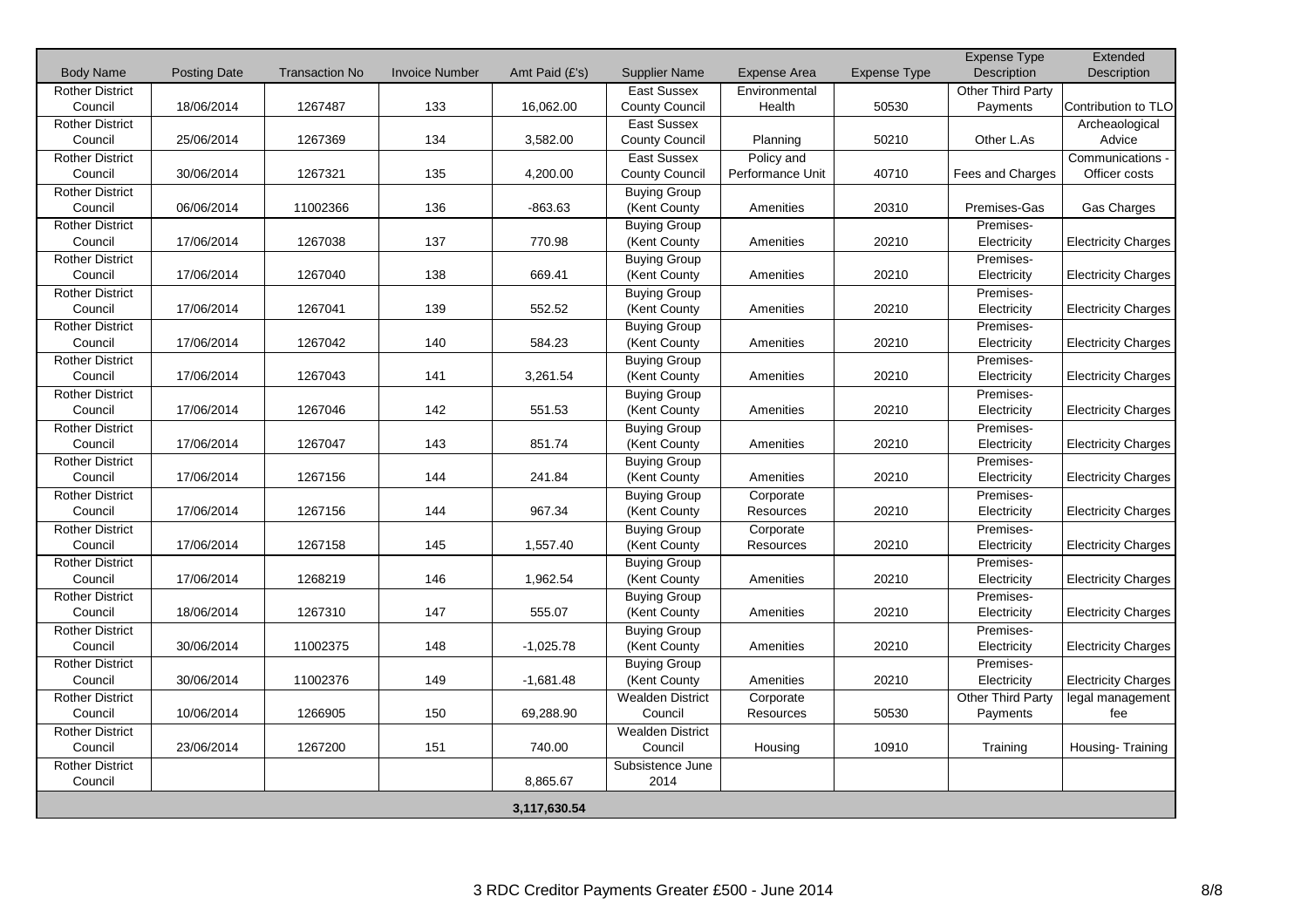| Body Name | Posting Date | Transaction No | Invoice Number | Amt Paid (£'s) | Supplier Name | Expense Area | Expense Type | Expense Type Description | Extended Description |
|---|---|---|---|---|---|---|---|---|---|
| Rother District Council | 18/06/2014 | 1267487 | 133 | 16,062.00 | East Sussex County Council | Environmental Health | 50530 | Other Third Party Payments | Contribution to TLO |
| Rother District Council | 25/06/2014 | 1267369 | 134 | 3,582.00 | East Sussex County Council | Planning | 50210 | Other L.As | Archeaological Advice |
| Rother District Council | 30/06/2014 | 1267321 | 135 | 4,200.00 | East Sussex County Council | Policy and Performance Unit | 40710 | Fees and Charges | Communications - Officer costs |
| Rother District Council | 06/06/2014 | 11002366 | 136 | -863.63 | Buying Group (Kent County | Amenities | 20310 | Premises-Gas | Gas Charges |
| Rother District Council | 17/06/2014 | 1267038 | 137 | 770.98 | Buying Group (Kent County | Amenities | 20210 | Premises-Electricity | Electricity Charges |
| Rother District Council | 17/06/2014 | 1267040 | 138 | 669.41 | Buying Group (Kent County | Amenities | 20210 | Premises-Electricity | Electricity Charges |
| Rother District Council | 17/06/2014 | 1267041 | 139 | 552.52 | Buying Group (Kent County | Amenities | 20210 | Premises-Electricity | Electricity Charges |
| Rother District Council | 17/06/2014 | 1267042 | 140 | 584.23 | Buying Group (Kent County | Amenities | 20210 | Premises-Electricity | Electricity Charges |
| Rother District Council | 17/06/2014 | 1267043 | 141 | 3,261.54 | Buying Group (Kent County | Amenities | 20210 | Premises-Electricity | Electricity Charges |
| Rother District Council | 17/06/2014 | 1267046 | 142 | 551.53 | Buying Group (Kent County | Amenities | 20210 | Premises-Electricity | Electricity Charges |
| Rother District Council | 17/06/2014 | 1267047 | 143 | 851.74 | Buying Group (Kent County | Amenities | 20210 | Premises-Electricity | Electricity Charges |
| Rother District Council | 17/06/2014 | 1267156 | 144 | 241.84 | Buying Group (Kent County | Amenities | 20210 | Premises-Electricity | Electricity Charges |
| Rother District Council | 17/06/2014 | 1267156 | 144 | 967.34 | Buying Group (Kent County | Corporate Resources | 20210 | Premises-Electricity | Electricity Charges |
| Rother District Council | 17/06/2014 | 1267158 | 145 | 1,557.40 | Buying Group (Kent County | Corporate Resources | 20210 | Premises-Electricity | Electricity Charges |
| Rother District Council | 17/06/2014 | 1268219 | 146 | 1,962.54 | Buying Group (Kent County | Amenities | 20210 | Premises-Electricity | Electricity Charges |
| Rother District Council | 18/06/2014 | 1267310 | 147 | 555.07 | Buying Group (Kent County | Amenities | 20210 | Premises-Electricity | Electricity Charges |
| Rother District Council | 30/06/2014 | 11002375 | 148 | -1,025.78 | Buying Group (Kent County | Amenities | 20210 | Premises-Electricity | Electricity Charges |
| Rother District Council | 30/06/2014 | 11002376 | 149 | -1,681.48 | Buying Group (Kent County | Amenities | 20210 | Premises-Electricity | Electricity Charges |
| Rother District Council | 10/06/2014 | 1266905 | 150 | 69,288.90 | Wealden District Council | Corporate Resources | 50530 | Other Third Party Payments | legal management fee |
| Rother District Council | 23/06/2014 | 1267200 | 151 | 740.00 | Wealden District Council | Housing | 10910 | Training | Housing- Training |
| Rother District Council | | | | 8,865.67 | Subsistence June 2014 | | | | |
| | | | | 3,117,630.54 | | | | | |